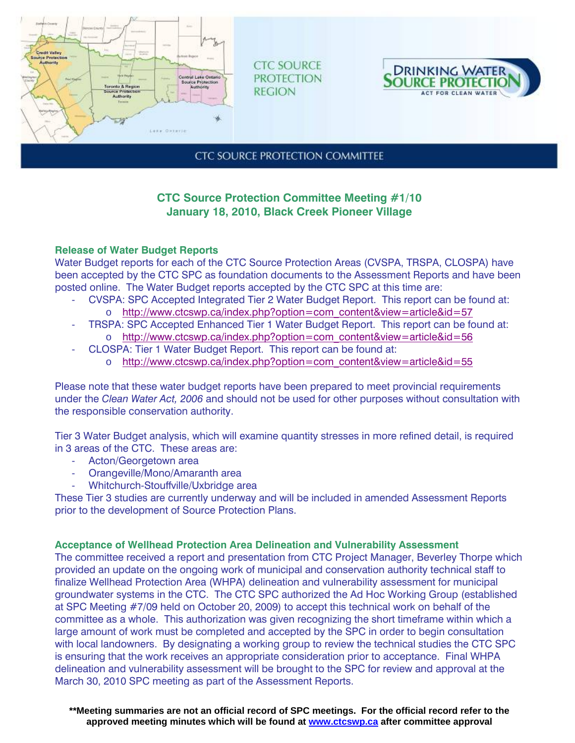CTC SOURCE PROTECTION REGION

DRINKING WATER SOURCE PROTECTION
ACT FOR CLEAN WATER

CTC SOURCE PROTECTION COMMITTEE

## CTC Source Protection Committee Meeting #1/10
## January 18, 2010, Black Creek Pioneer Village

### Release of Water Budget Reports

Water Budget reports for each of the CTC Source Protection Areas (CVSPA, TRSPA, CLOSPA) have been accepted by the CTC SPC as foundation documents to the Assessment Reports and have been posted online. The Water Budget reports accepted by the CTC SPC at this time are:

- CVSPA: SPC Accepted Integrated Tier 2 Water Budget Report. This report can be found at:
  - http://www.ctcswp.ca/index.php?option=com_content&view=article&id=57
- TRSPA: SPC Accepted Enhanced Tier 1 Water Budget Report. This report can be found at:
  - http://www.ctcswp.ca/index.php?option=com_content&view=article&id=56
- CLOSPA: Tier 1 Water Budget Report. This report can be found at:
  - http://www.ctcswp.ca/index.php?option=com_content&view=article&id=55

Please note that these water budget reports have been prepared to meet provincial requirements under the *Clean Water Act, 2006* and should not be used for other purposes without consultation with the responsible conservation authority.

Tier 3 Water Budget analysis, which will examine quantity stresses in more refined detail, is required in 3 areas of the CTC. These areas are:

- Acton/Georgetown area
- Orangeville/Mono/Amaranth area
- Whitchurch-Stouffville/Uxbridge area

These Tier 3 studies are currently underway and will be included in amended Assessment Reports prior to the development of Source Protection Plans.

### Acceptance of Wellhead Protection Area Delineation and Vulnerability Assessment

The committee received a report and presentation from CTC Project Manager, Beverley Thorpe which provided an update on the ongoing work of municipal and conservation authority technical staff to finalize Wellhead Protection Area (WHPA) delineation and vulnerability assessment for municipal groundwater systems in the CTC. The CTC SPC authorized the Ad Hoc Working Group (established at SPC Meeting #7/09 held on October 20, 2009) to accept this technical work on behalf of the committee as a whole. This authorization was given recognizing the short timeframe within which a large amount of work must be completed and accepted by the SPC in order to begin consultation with local landowners. By designating a working group to review the technical studies the CTC SPC is ensuring that the work receives an appropriate consideration prior to acceptance. Final WHPA delineation and vulnerability assessment will be brought to the SPC for review and approval at the March 30, 2010 SPC meeting as part of the Assessment Reports.

**\*\*Meeting summaries are not an official record of SPC meetings. For the official record refer to the approved meeting minutes which will be found at www.ctcswp.ca after committee approval**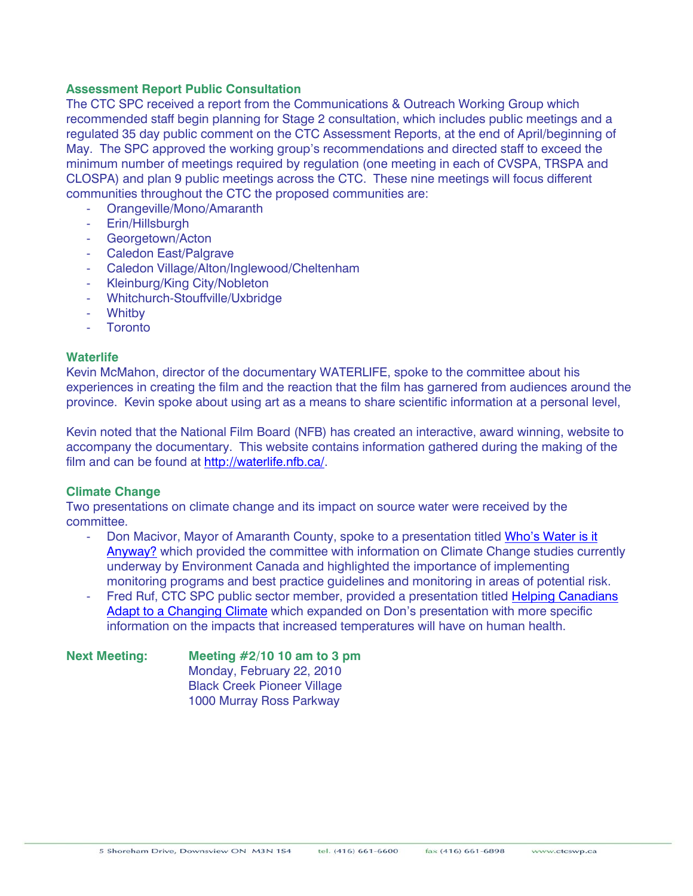## Assessment Report Public Consultation

The CTC SPC received a report from the Communications & Outreach Working Group which recommended staff begin planning for Stage 2 consultation, which includes public meetings and a regulated 35 day public comment on the CTC Assessment Reports, at the end of April/beginning of May. The SPC approved the working group's recommendations and directed staff to exceed the minimum number of meetings required by regulation (one meeting in each of CVSPA, TRSPA and CLOSPA) and plan 9 public meetings across the CTC. These nine meetings will focus different communities throughout the CTC the proposed communities are:

- Orangeville/Mono/Amaranth
- Erin/Hillsburgh
- Georgetown/Acton
- Caledon East/Palgrave
- Caledon Village/Alton/Inglewood/Cheltenham
- Kleinburg/King City/Nobleton
- Whitchurch-Stouffville/Uxbridge
- Whitby
- Toronto

## Waterlife

Kevin McMahon, director of the documentary WATERLIFE, spoke to the committee about his experiences in creating the film and the reaction that the film has garnered from audiences around the province. Kevin spoke about using art as a means to share scientific information at a personal level,

Kevin noted that the National Film Board (NFB) has created an interactive, award winning, website to accompany the documentary. This website contains information gathered during the making of the film and can be found at http://waterlife.nfb.ca/.

## Climate Change

Two presentations on climate change and its impact on source water were received by the committee.

- Don Macivor, Mayor of Amaranth County, spoke to a presentation titled Who's Water is it Anyway? which provided the committee with information on Climate Change studies currently underway by Environment Canada and highlighted the importance of implementing monitoring programs and best practice guidelines and monitoring in areas of potential risk.
- Fred Ruf, CTC SPC public sector member, provided a presentation titled Helping Canadians Adapt to a Changing Climate which expanded on Don's presentation with more specific information on the impacts that increased temperatures will have on human health.

**Next Meeting:** **Meeting #2/10 10 am to 3 pm**
Monday, February 22, 2010
Black Creek Pioneer Village
1000 Murray Ross Parkway